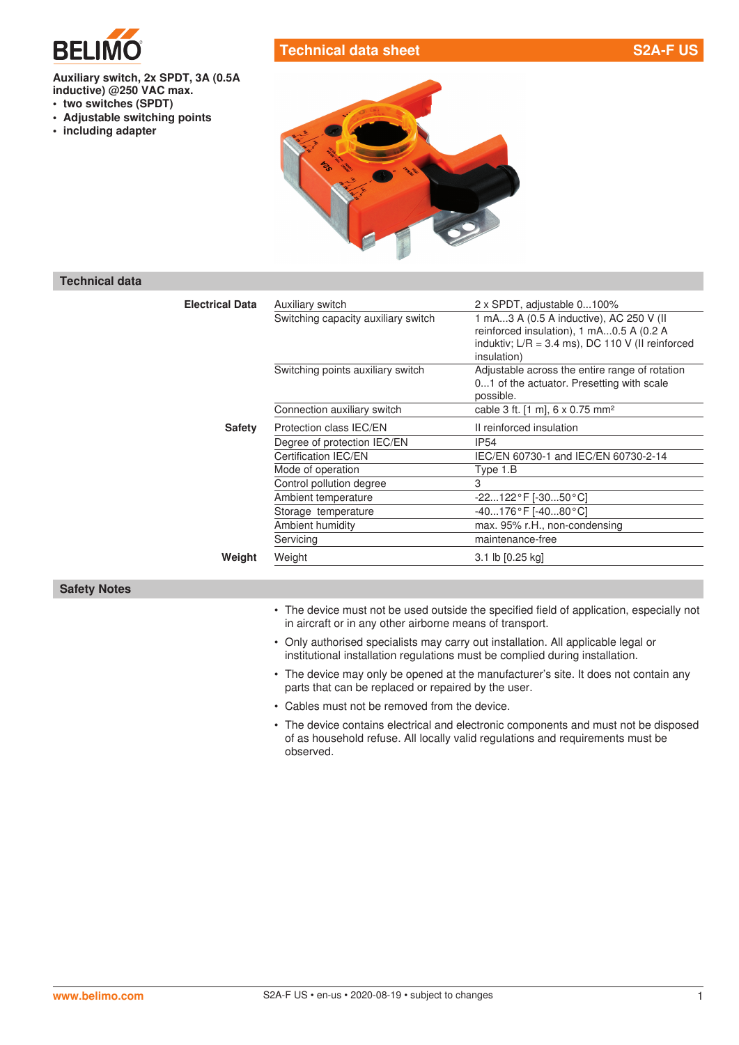# Technical data sheet S2A-F US

**Auxiliary switch, 2x SPDT, 3A (0.5A inductive) @250 VAC max.**

- **two switches (SPDT)**
- **Adjustable switching points**
- **including adapter**

## Technical data

| | | |
|---|---|---|
| **Electrical Data** | Auxiliary switch | 2 x SPDT, adjustable 0...100% |
| | Switching capacity auxiliary switch | 1 mA...3 A (0.5 A inductive), AC 250 V (II reinforced insulation), 1 mA...0.5 A (0.2 A induktiv; L/R = 3.4 ms), DC 110 V (II reinforced insulation) |
| | Switching points auxiliary switch | Adjustable across the entire range of rotation 0...1 of the actuator. Presetting with scale possible. |
| | Connection auxiliary switch | cable 3 ft. [1 m], 6 x 0.75 mm² |
| **Safety** | Protection class IEC/EN | II reinforced insulation |
| | Degree of protection IEC/EN | IP54 |
| | Certification IEC/EN | IEC/EN 60730-1 and IEC/EN 60730-2-14 |
| | Mode of operation | Type 1.B |
| | Control pollution degree | 3 |
| | Ambient temperature | -22...122°F [-30...50°C] |
| | Storage temperature | -40...176°F [-40...80°C] |
| | Ambient humidity | max. 95% r.H., non-condensing |
| | Servicing | maintenance-free |
| **Weight** | Weight | 3.1 lb [0.25 kg] |

## Safety Notes

- The device must not be used outside the specified field of application, especially not in aircraft or in any other airborne means of transport.
- Only authorised specialists may carry out installation. All applicable legal or institutional installation regulations must be complied during installation.
- The device may only be opened at the manufacturer's site. It does not contain any parts that can be replaced or repaired by the user.
- Cables must not be removed from the device.
- The device contains electrical and electronic components and must not be disposed of as household refuse. All locally valid regulations and requirements must be observed.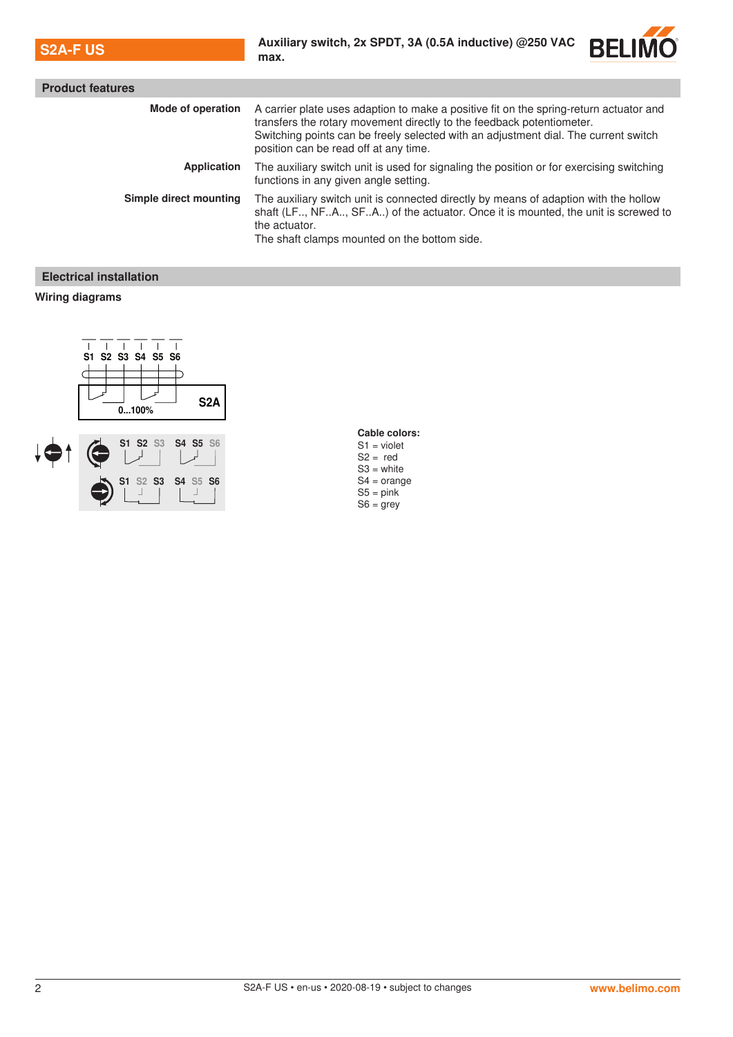# Product features

**Mode of operation**

A carrier plate uses adaption to make a positive fit on the spring-return actuator and transfers the rotary movement directly to the feedback potentiometer.
Switching points can be freely selected with an adjustment dial. The current switch position can be read off at any time.

**Application**

The auxiliary switch unit is used for signaling the position or for exercising switching functions in any given angle setting.

**Simple direct mounting**

The auxiliary switch unit is connected directly by means of adaption with the hollow shaft (LF.., NF..A.., SF..A..) of the actuator. Once it is mounted, the unit is screwed to the actuator.
The shaft clamps mounted on the bottom side.

# Electrical installation

## Wiring diagrams

S1 S2 S3 S4 S5 S6

S2A

0...100%

S1 S2 S3 S4 S5 S6

S1 S2 S3 S4 S5 S6

**Cable colors:**
S1 = violet
S2 = red
S3 = white
S4 = orange
S5 = pink
S6 = grey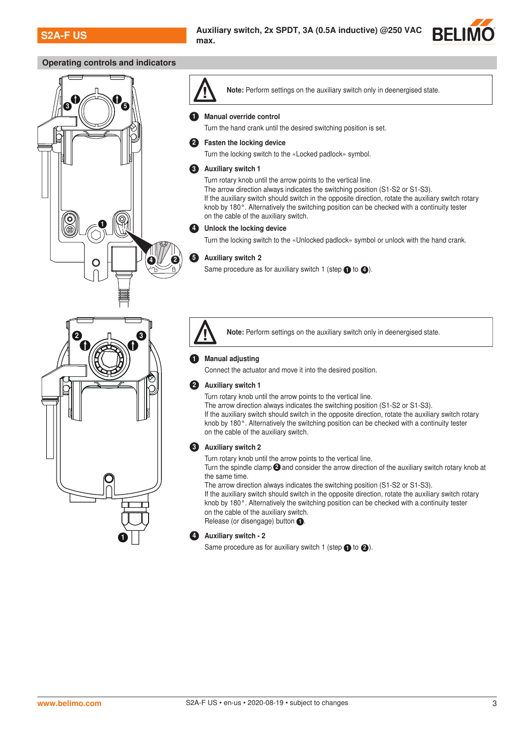## Operating controls and indicators

**Note:** Perform settings on the auxiliary switch only in deenergised state.

**1 Manual override control**

Turn the hand crank until the desired switching position is set.

**2 Fasten the locking device**

Turn the locking switch to the «Locked padlock» symbol.

**3 Auxiliary switch 1**

Turn rotary knob until the arrow points to the vertical line.
The arrow direction always indicates the switching position (S1-S2 or S1-S3).
If the auxiliary switch should switch in the opposite direction, rotate the auxiliary switch rotary knob by 180°. Alternatively the switching position can be checked with a continuity tester on the cable of the auxiliary switch.

**4 Unlock the locking device**

Turn the locking switch to the «Unlocked padlock» symbol or unlock with the hand crank.

**5 Auxiliary switch 2**

Same procedure as for auxiliary switch 1 (step 1 to 4).

**Note:** Perform settings on the auxiliary switch only in deenergised state.

**1 Manual adjusting**

Connect the actuator and move it into the desired position.

**2 Auxiliary switch 1**

Turn rotary knob until the arrow points to the vertical line.
The arrow direction always indicates the switching position (S1-S2 or S1-S3).
If the auxiliary switch should switch in the opposite direction, rotate the auxiliary switch rotary knob by 180°. Alternatively the switching position can be checked with a continuity tester on the cable of the auxiliary switch.

**3 Auxiliary switch 2**

Turn rotary knob until the arrow points to the vertical line.
Turn the spindle clamp 2 and consider the arrow direction of the auxiliary switch rotary knob at the same time.
The arrow direction always indicates the switching position (S1-S2 or S1-S3).
If the auxiliary switch should switch in the opposite direction, rotate the auxiliary switch rotary knob by 180°. Alternatively the switching position can be checked with a continuity tester on the cable of the auxiliary switch.
Release (or disengage) button 1.

**4 Auxiliary switch - 2**

Same procedure as for auxiliary switch 1 (step 1 to 2).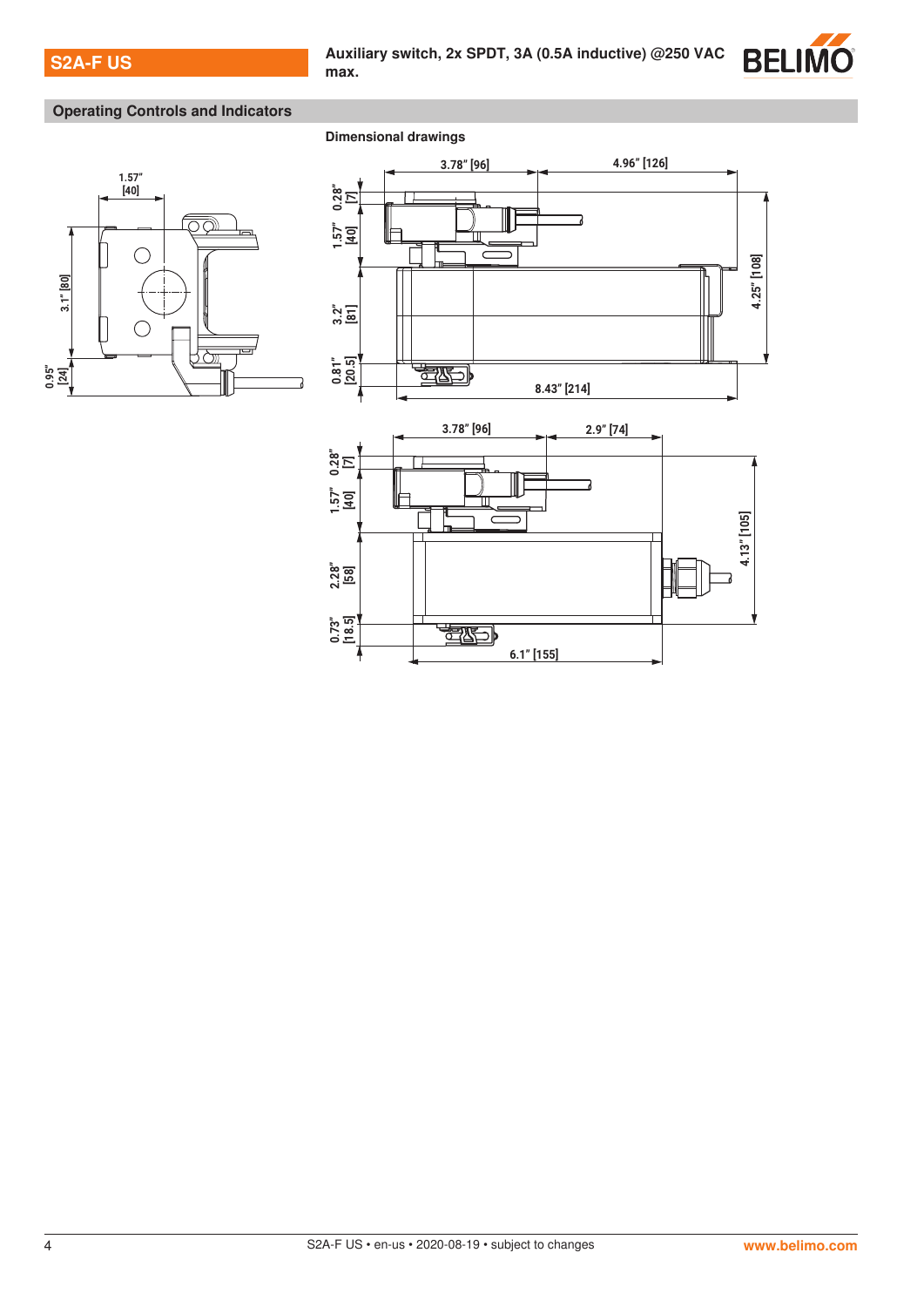## Operating Controls and Indicators

### Dimensional drawings

1.57" [40]

3.1" [80]

0.95" [24]

3.78" [96]

4.96" [126]

0.28" [7]

1.57" [40]

3.2" [81]

0.81" [20.5]

4.25" [108]

8.43" [214]

3.78" [96]

2.9" [74]

0.28" [7]

1.57" [40]

2.28" [58]

0.73" [18.5]

4.13" [105]

6.1" [155]